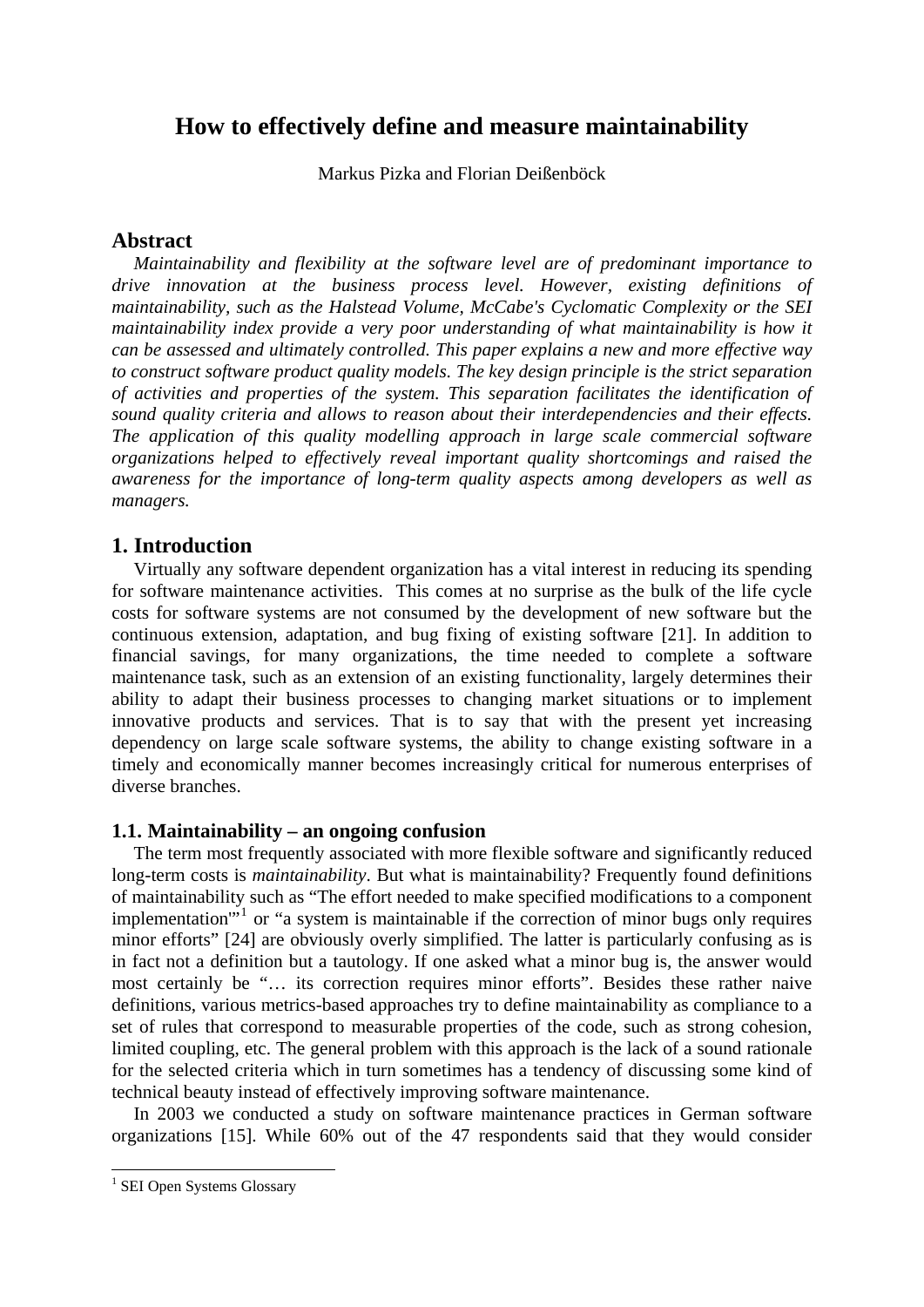# How to effectively define and measure maintainability

Markus Pizka and Florian Deißenböck

## Abstract

*Maintainability and flexibility at the software level are of predominant importance to drive innovation at the business process level. However, existing definitions of maintainability, such as the Halstead Volume, McCabe's Cyclomatic Complexity or the SEI maintainability index provide a very poor understanding of what maintainability is how it can be assessed and ultimately controlled. This paper explains a new and more effective way to construct software product quality models. The key design principle is the strict separation of activities and properties of the system. This separation facilitates the identification of sound quality criteria and allows to reason about their interdependencies and their effects. The application of this quality modelling approach in large scale commercial software organizations helped to effectively reveal important quality shortcomings and raised the awareness for the importance of long-term quality aspects among developers as well as managers.*

## 1. Introduction

Virtually any software dependent organization has a vital interest in reducing its spending for software maintenance activities. This comes at no surprise as the bulk of the life cycle costs for software systems are not consumed by the development of new software but the continuous extension, adaptation, and bug fixing of existing software [21]. In addition to financial savings, for many organizations, the time needed to complete a software maintenance task, such as an extension of an existing functionality, largely determines their ability to adapt their business processes to changing market situations or to implement innovative products and services. That is to say that with the present yet increasing dependency on large scale software systems, the ability to change existing software in a timely and economically manner becomes increasingly critical for numerous enterprises of diverse branches.

### 1.1. Maintainability – an ongoing confusion

The term most frequently associated with more flexible software and significantly reduced long-term costs is *maintainability*. But what is maintainability? Frequently found definitions of maintainability such as "The effort needed to make specified modifications to a component implementation'"[1] or "a system is maintainable if the correction of minor bugs only requires minor efforts" [24] are obviously overly simplified. The latter is particularly confusing as is in fact not a definition but a tautology. If one asked what a minor bug is, the answer would most certainly be "… its correction requires minor efforts". Besides these rather naive definitions, various metrics-based approaches try to define maintainability as compliance to a set of rules that correspond to measurable properties of the code, such as strong cohesion, limited coupling, etc. The general problem with this approach is the lack of a sound rationale for the selected criteria which in turn sometimes has a tendency of discussing some kind of technical beauty instead of effectively improving software maintenance.

In 2003 we conducted a study on software maintenance practices in German software organizations [15]. While 60% out of the 47 respondents said that they would consider

[1] SEI Open Systems Glossary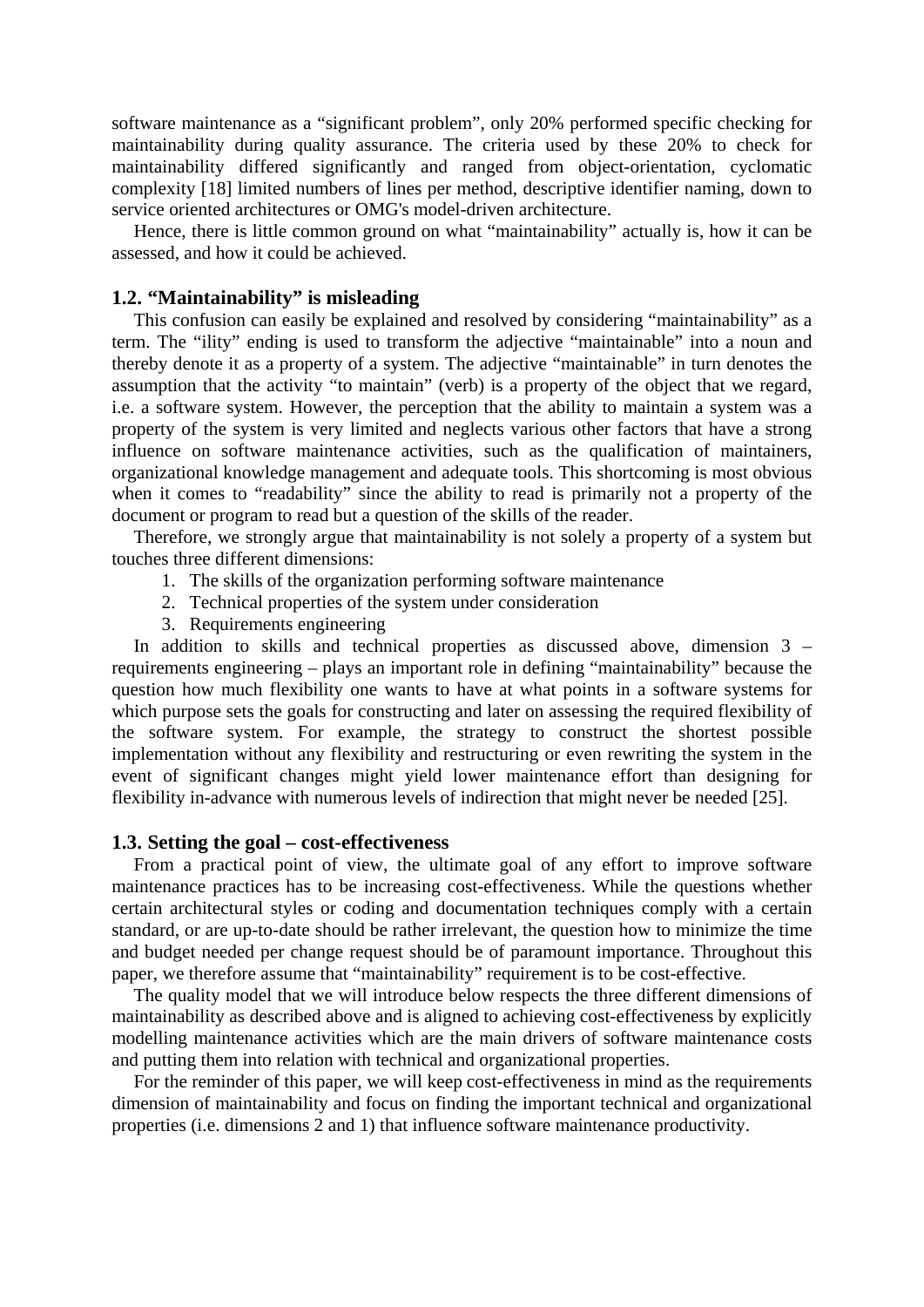software maintenance as a “significant problem”, only 20% performed specific checking for maintainability during quality assurance. The criteria used by these 20% to check for maintainability differed significantly and ranged from object-orientation, cyclomatic complexity [18] limited numbers of lines per method, descriptive identifier naming, down to service oriented architectures or OMG's model-driven architecture.

Hence, there is little common ground on what “maintainability” actually is, how it can be assessed, and how it could be achieved.

### 1.2. “Maintainability” is misleading

This confusion can easily be explained and resolved by considering “maintainability” as a term. The “ility” ending is used to transform the adjective “maintainable” into a noun and thereby denote it as a property of a system. The adjective “maintainable” in turn denotes the assumption that the activity “to maintain” (verb) is a property of the object that we regard, i.e. a software system. However, the perception that the ability to maintain a system was a property of the system is very limited and neglects various other factors that have a strong influence on software maintenance activities, such as the qualification of maintainers, organizational knowledge management and adequate tools. This shortcoming is most obvious when it comes to “readability” since the ability to read is primarily not a property of the document or program to read but a question of the skills of the reader.

Therefore, we strongly argue that maintainability is not solely a property of a system but touches three different dimensions:

1. The skills of the organization performing software maintenance
2. Technical properties of the system under consideration
3. Requirements engineering

In addition to skills and technical properties as discussed above, dimension 3 – requirements engineering – plays an important role in defining “maintainability” because the question how much flexibility one wants to have at what points in a software systems for which purpose sets the goals for constructing and later on assessing the required flexibility of the software system. For example, the strategy to construct the shortest possible implementation without any flexibility and restructuring or even rewriting the system in the event of significant changes might yield lower maintenance effort than designing for flexibility in-advance with numerous levels of indirection that might never be needed [25].

### 1.3. Setting the goal – cost-effectiveness

From a practical point of view, the ultimate goal of any effort to improve software maintenance practices has to be increasing cost-effectiveness. While the questions whether certain architectural styles or coding and documentation techniques comply with a certain standard, or are up-to-date should be rather irrelevant, the question how to minimize the time and budget needed per change request should be of paramount importance. Throughout this paper, we therefore assume that “maintainability” requirement is to be cost-effective.

The quality model that we will introduce below respects the three different dimensions of maintainability as described above and is aligned to achieving cost-effectiveness by explicitly modelling maintenance activities which are the main drivers of software maintenance costs and putting them into relation with technical and organizational properties.

For the reminder of this paper, we will keep cost-effectiveness in mind as the requirements dimension of maintainability and focus on finding the important technical and organizational properties (i.e. dimensions 2 and 1) that influence software maintenance productivity.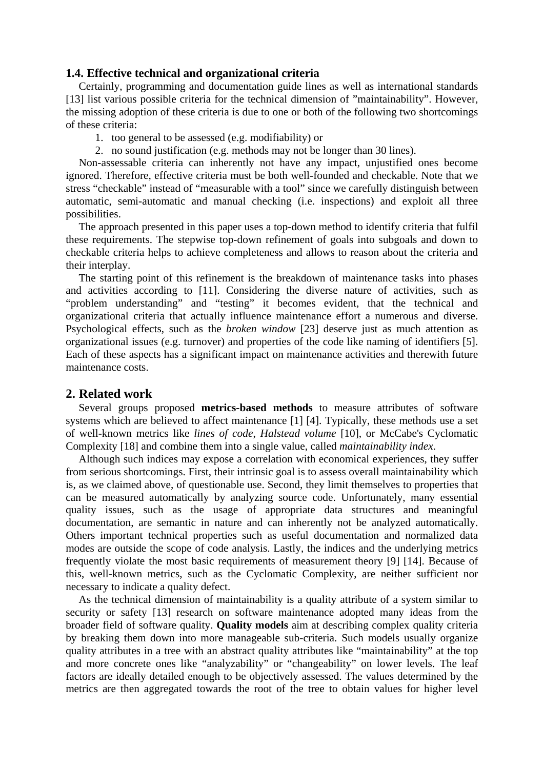### 1.4. Effective technical and organizational criteria

Certainly, programming and documentation guide lines as well as international standards [13] list various possible criteria for the technical dimension of "maintainability". However, the missing adoption of these criteria is due to one or both of the following two shortcomings of these criteria:

1. too general to be assessed (e.g. modifiability) or
2. no sound justification (e.g. methods may not be longer than 30 lines).

Non-assessable criteria can inherently not have any impact, unjustified ones become ignored. Therefore, effective criteria must be both well-founded and checkable. Note that we stress "checkable" instead of "measurable with a tool" since we carefully distinguish between automatic, semi-automatic and manual checking (i.e. inspections) and exploit all three possibilities.

The approach presented in this paper uses a top-down method to identify criteria that fulfil these requirements. The stepwise top-down refinement of goals into subgoals and down to checkable criteria helps to achieve completeness and allows to reason about the criteria and their interplay.

The starting point of this refinement is the breakdown of maintenance tasks into phases and activities according to [11]. Considering the diverse nature of activities, such as "problem understanding" and "testing" it becomes evident, that the technical and organizational criteria that actually influence maintenance effort a numerous and diverse. Psychological effects, such as the *broken window* [23] deserve just as much attention as organizational issues (e.g. turnover) and properties of the code like naming of identifiers [5]. Each of these aspects has a significant impact on maintenance activities and therewith future maintenance costs.

## 2. Related work

Several groups proposed **metrics-based methods** to measure attributes of software systems which are believed to affect maintenance [1] [4]. Typically, these methods use a set of well-known metrics like *lines of code*, *Halstead volume* [10], or McCabe's Cyclomatic Complexity [18] and combine them into a single value, called *maintainability index*.

Although such indices may expose a correlation with economical experiences, they suffer from serious shortcomings. First, their intrinsic goal is to assess overall maintainability which is, as we claimed above, of questionable use. Second, they limit themselves to properties that can be measured automatically by analyzing source code. Unfortunately, many essential quality issues, such as the usage of appropriate data structures and meaningful documentation, are semantic in nature and can inherently not be analyzed automatically. Others important technical properties such as useful documentation and normalized data modes are outside the scope of code analysis. Lastly, the indices and the underlying metrics frequently violate the most basic requirements of measurement theory [9] [14]. Because of this, well-known metrics, such as the Cyclomatic Complexity, are neither sufficient nor necessary to indicate a quality defect.

As the technical dimension of maintainability is a quality attribute of a system similar to security or safety [13] research on software maintenance adopted many ideas from the broader field of software quality. **Quality models** aim at describing complex quality criteria by breaking them down into more manageable sub-criteria. Such models usually organize quality attributes in a tree with an abstract quality attributes like "maintainability" at the top and more concrete ones like "analyzability" or "changeability" on lower levels. The leaf factors are ideally detailed enough to be objectively assessed. The values determined by the metrics are then aggregated towards the root of the tree to obtain values for higher level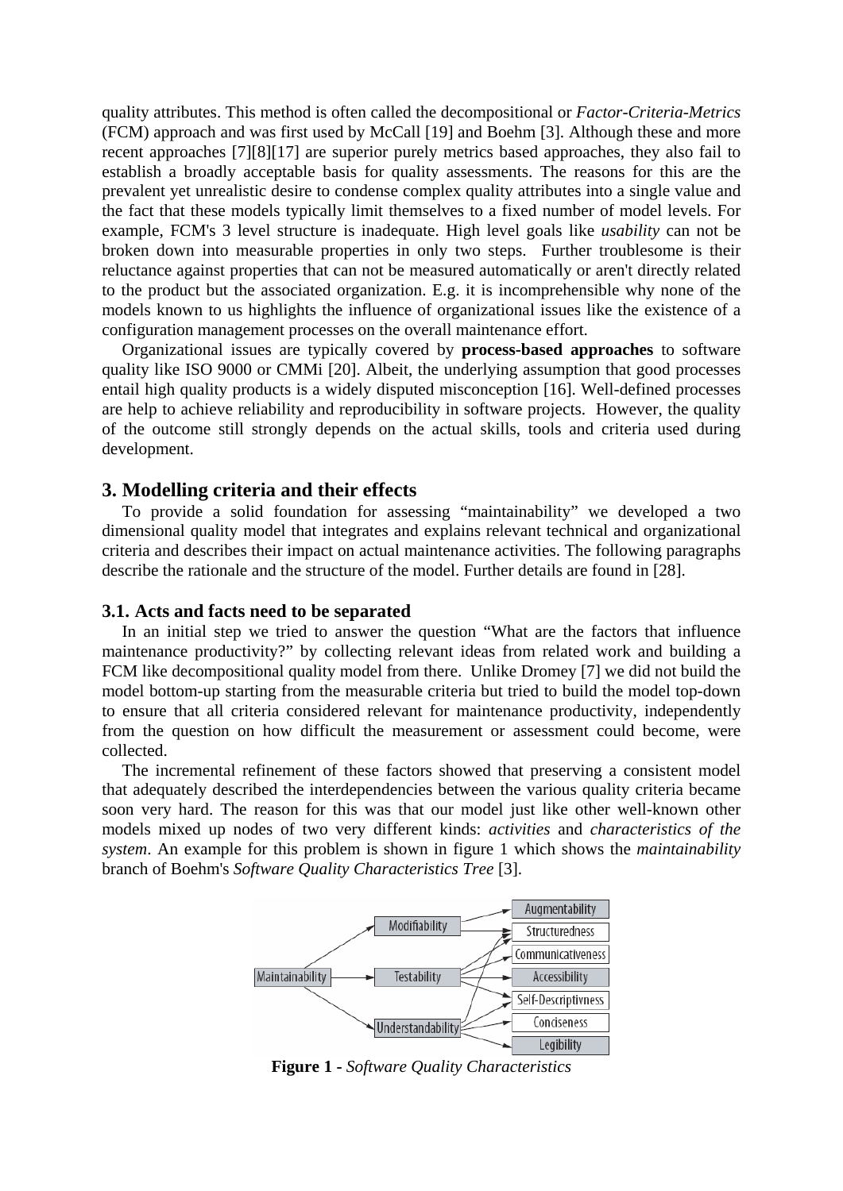quality attributes. This method is often called the decompositional or *Factor-Criteria-Metrics* (FCM) approach and was first used by McCall [19] and Boehm [3]. Although these and more recent approaches [7][8][17] are superior purely metrics based approaches, they also fail to establish a broadly acceptable basis for quality assessments. The reasons for this are the prevalent yet unrealistic desire to condense complex quality attributes into a single value and the fact that these models typically limit themselves to a fixed number of model levels. For example, FCM's 3 level structure is inadequate. High level goals like *usability* can not be broken down into measurable properties in only two steps. Further troublesome is their reluctance against properties that can not be measured automatically or aren't directly related to the product but the associated organization. E.g. it is incomprehensible why none of the models known to us highlights the influence of organizational issues like the existence of a configuration management processes on the overall maintenance effort.

Organizational issues are typically covered by **process-based approaches** to software quality like ISO 9000 or CMMi [20]. Albeit, the underlying assumption that good processes entail high quality products is a widely disputed misconception [16]. Well-defined processes are help to achieve reliability and reproducibility in software projects. However, the quality of the outcome still strongly depends on the actual skills, tools and criteria used during development.

## 3. Modelling criteria and their effects

To provide a solid foundation for assessing "maintainability" we developed a two dimensional quality model that integrates and explains relevant technical and organizational criteria and describes their impact on actual maintenance activities. The following paragraphs describe the rationale and the structure of the model. Further details are found in [28].

### 3.1. Acts and facts need to be separated

In an initial step we tried to answer the question "What are the factors that influence maintenance productivity?" by collecting relevant ideas from related work and building a FCM like decompositional quality model from there. Unlike Dromey [7] we did not build the model bottom-up starting from the measurable criteria but tried to build the model top-down to ensure that all criteria considered relevant for maintenance productivity, independently from the question on how difficult the measurement or assessment could become, were collected.

The incremental refinement of these factors showed that preserving a consistent model that adequately described the interdependencies between the various quality criteria became soon very hard. The reason for this was that our model just like other well-known other models mixed up nodes of two very different kinds: *activities* and *characteristics of the system*. An example for this problem is shown in figure 1 which shows the *maintainability* branch of Boehm's *Software Quality Characteristics Tree* [3].

**Figure 1 -** *Software Quality Characteristics*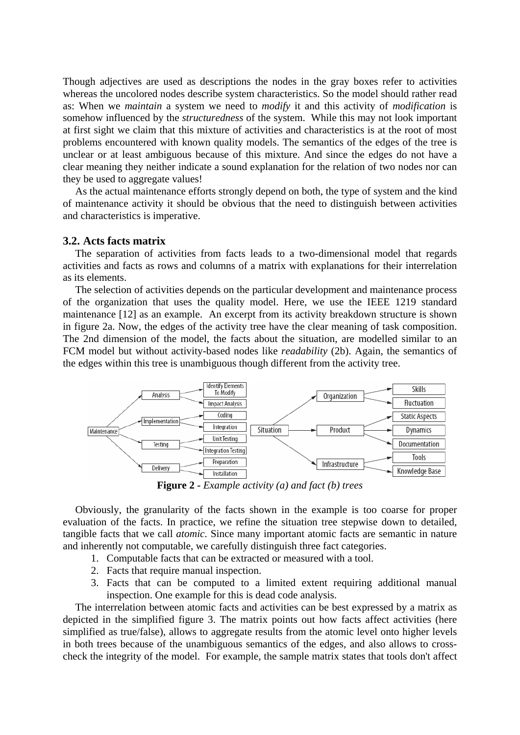Though adjectives are used as descriptions the nodes in the gray boxes refer to activities whereas the uncolored nodes describe system characteristics. So the model should rather read as: When we *maintain* a system we need to *modify* it and this activity of *modification* is somehow influenced by the *structuredness* of the system. While this may not look important at first sight we claim that this mixture of activities and characteristics is at the root of most problems encountered with known quality models. The semantics of the edges of the tree is unclear or at least ambiguous because of this mixture. And since the edges do not have a clear meaning they neither indicate a sound explanation for the relation of two nodes nor can they be used to aggregate values!

As the actual maintenance efforts strongly depend on both, the type of system and the kind of maintenance activity it should be obvious that the need to distinguish between activities and characteristics is imperative.

### 3.2. Acts facts matrix

The separation of activities from facts leads to a two-dimensional model that regards activities and facts as rows and columns of a matrix with explanations for their interrelation as its elements.

The selection of activities depends on the particular development and maintenance process of the organization that uses the quality model. Here, we use the IEEE 1219 standard maintenance [12] as an example. An excerpt from its activity breakdown structure is shown in figure 2a. Now, the edges of the activity tree have the clear meaning of task composition. The 2nd dimension of the model, the facts about the situation, are modelled similar to an FCM model but without activity-based nodes like *readability* (2b). Again, the semantics of the edges within this tree is unambiguous though different from the activity tree.

**Figure 2** - *Example activity (a) and fact (b) trees*

Obviously, the granularity of the facts shown in the example is too coarse for proper evaluation of the facts. In practice, we refine the situation tree stepwise down to detailed, tangible facts that we call *atomic*. Since many important atomic facts are semantic in nature and inherently not computable, we carefully distinguish three fact categories.

1. Computable facts that can be extracted or measured with a tool.
2. Facts that require manual inspection.
3. Facts that can be computed to a limited extent requiring additional manual inspection. One example for this is dead code analysis.

The interrelation between atomic facts and activities can be best expressed by a matrix as depicted in the simplified figure 3. The matrix points out how facts affect activities (here simplified as true/false), allows to aggregate results from the atomic level onto higher levels in both trees because of the unambiguous semantics of the edges, and also allows to cross-check the integrity of the model. For example, the sample matrix states that tools don't affect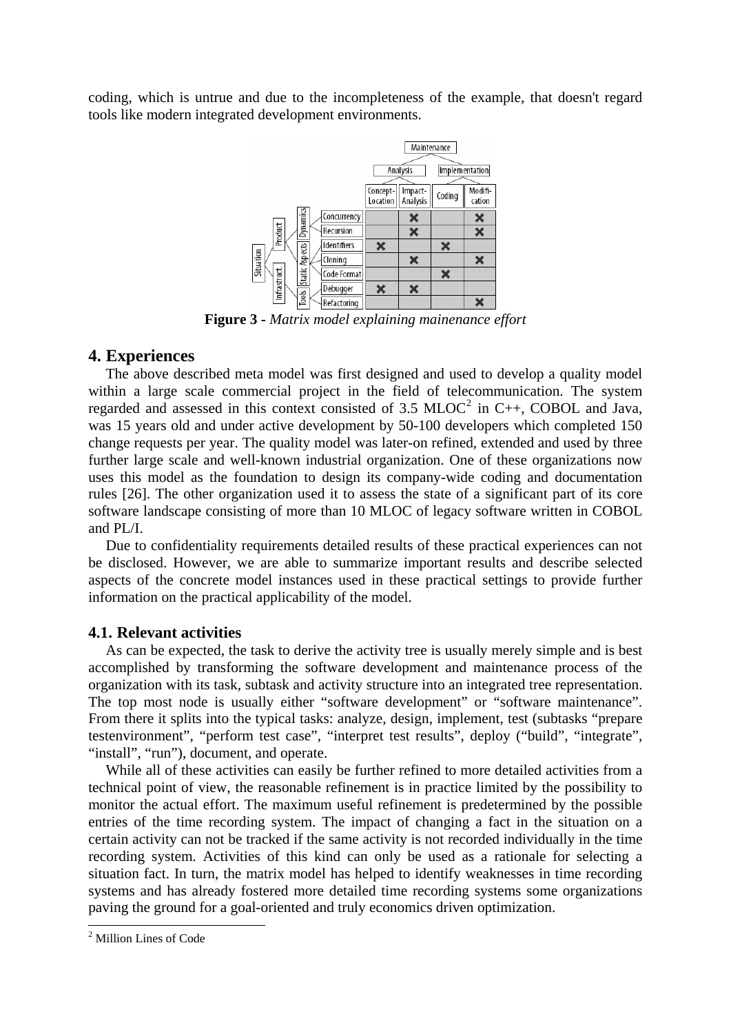coding, which is untrue and due to the incompleteness of the example, that doesn't regard tools like modern integrated development environments.

| | | | Maintenance | | | |
|---|---|---|---|---|---|---|
| | | | Analysis | | Implementation | |
| | | | Concept-Location | Impact-Analysis | Coding | Modification |
| Situation / Product | Dynamics | Concurrency | | ✖ | | ✖ |
| | | Recursion | | ✖ | | ✖ |
| | Static Aspects | Identifiers | ✖ | | ✖ | |
| | | Cloning | | ✖ | | ✖ |
| | | Code Format | | | ✖ | |
| Situation / Infrastruct | Tools | Debugger | ✖ | ✖ | | |
| | | Refactoring | | | | ✖ |

**Figure 3 -** *Matrix model explaining mainenance effort*

## 4. Experiences

The above described meta model was first designed and used to develop a quality model within a large scale commercial project in the field of telecommunication. The system regarded and assessed in this context consisted of 3.5 MLOC[2] in C++, COBOL and Java, was 15 years old and under active development by 50-100 developers which completed 150 change requests per year. The quality model was later-on refined, extended and used by three further large scale and well-known industrial organization. One of these organizations now uses this model as the foundation to design its company-wide coding and documentation rules [26]. The other organization used it to assess the state of a significant part of its core software landscape consisting of more than 10 MLOC of legacy software written in COBOL and PL/I.

Due to confidentiality requirements detailed results of these practical experiences can not be disclosed. However, we are able to summarize important results and describe selected aspects of the concrete model instances used in these practical settings to provide further information on the practical applicability of the model.

### 4.1. Relevant activities

As can be expected, the task to derive the activity tree is usually merely simple and is best accomplished by transforming the software development and maintenance process of the organization with its task, subtask and activity structure into an integrated tree representation. The top most node is usually either "software development" or "software maintenance". From there it splits into the typical tasks: analyze, design, implement, test (subtasks "prepare testenvironment", "perform test case", "interpret test results", deploy ("build", "integrate", "install", "run"), document, and operate.

While all of these activities can easily be further refined to more detailed activities from a technical point of view, the reasonable refinement is in practice limited by the possibility to monitor the actual effort. The maximum useful refinement is predetermined by the possible entries of the time recording system. The impact of changing a fact in the situation on a certain activity can not be tracked if the same activity is not recorded individually in the time recording system. Activities of this kind can only be used as a rationale for selecting a situation fact. In turn, the matrix model has helped to identify weaknesses in time recording systems and has already fostered more detailed time recording systems some organizations paving the ground for a goal-oriented and truly economics driven optimization.

[2] Million Lines of Code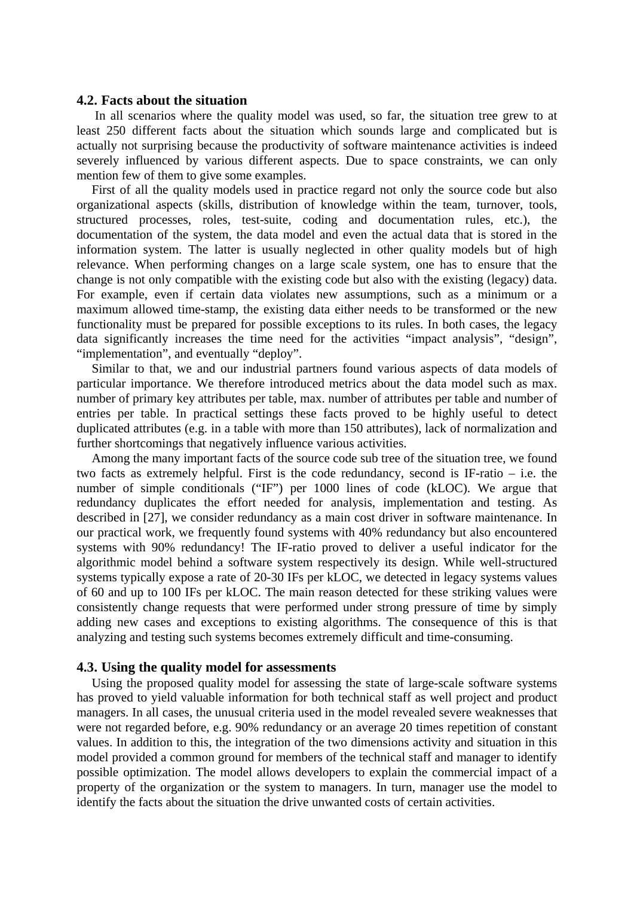### 4.2. Facts about the situation

In all scenarios where the quality model was used, so far, the situation tree grew to at least 250 different facts about the situation which sounds large and complicated but is actually not surprising because the productivity of software maintenance activities is indeed severely influenced by various different aspects. Due to space constraints, we can only mention few of them to give some examples.

First of all the quality models used in practice regard not only the source code but also organizational aspects (skills, distribution of knowledge within the team, turnover, tools, structured processes, roles, test-suite, coding and documentation rules, etc.), the documentation of the system, the data model and even the actual data that is stored in the information system. The latter is usually neglected in other quality models but of high relevance. When performing changes on a large scale system, one has to ensure that the change is not only compatible with the existing code but also with the existing (legacy) data. For example, even if certain data violates new assumptions, such as a minimum or a maximum allowed time-stamp, the existing data either needs to be transformed or the new functionality must be prepared for possible exceptions to its rules. In both cases, the legacy data significantly increases the time need for the activities "impact analysis", "design", "implementation", and eventually "deploy".

Similar to that, we and our industrial partners found various aspects of data models of particular importance. We therefore introduced metrics about the data model such as max. number of primary key attributes per table, max. number of attributes per table and number of entries per table. In practical settings these facts proved to be highly useful to detect duplicated attributes (e.g. in a table with more than 150 attributes), lack of normalization and further shortcomings that negatively influence various activities.

Among the many important facts of the source code sub tree of the situation tree, we found two facts as extremely helpful. First is the code redundancy, second is IF-ratio – i.e. the number of simple conditionals ("IF") per 1000 lines of code (kLOC). We argue that redundancy duplicates the effort needed for analysis, implementation and testing. As described in [27], we consider redundancy as a main cost driver in software maintenance. In our practical work, we frequently found systems with 40% redundancy but also encountered systems with 90% redundancy! The IF-ratio proved to deliver a useful indicator for the algorithmic model behind a software system respectively its design. While well-structured systems typically expose a rate of 20-30 IFs per kLOC, we detected in legacy systems values of 60 and up to 100 IFs per kLOC. The main reason detected for these striking values were consistently change requests that were performed under strong pressure of time by simply adding new cases and exceptions to existing algorithms. The consequence of this is that analyzing and testing such systems becomes extremely difficult and time-consuming.

### 4.3. Using the quality model for assessments

Using the proposed quality model for assessing the state of large-scale software systems has proved to yield valuable information for both technical staff as well project and product managers. In all cases, the unusual criteria used in the model revealed severe weaknesses that were not regarded before, e.g. 90% redundancy or an average 20 times repetition of constant values. In addition to this, the integration of the two dimensions activity and situation in this model provided a common ground for members of the technical staff and manager to identify possible optimization. The model allows developers to explain the commercial impact of a property of the organization or the system to managers. In turn, manager use the model to identify the facts about the situation the drive unwanted costs of certain activities.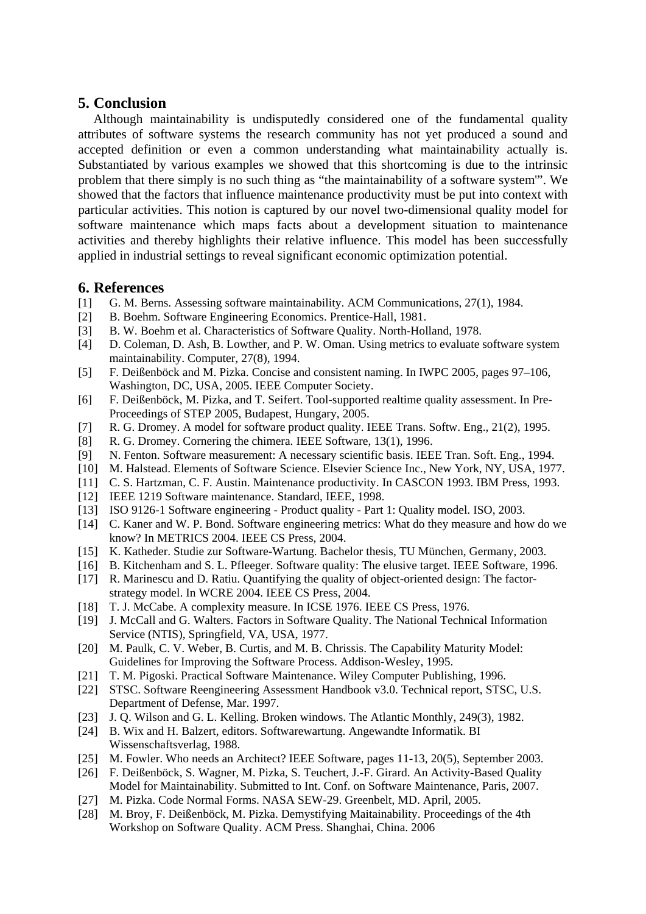## 5. Conclusion

Although maintainability is undisputedly considered one of the fundamental quality attributes of software systems the research community has not yet produced a sound and accepted definition or even a common understanding what maintainability actually is. Substantiated by various examples we showed that this shortcoming is due to the intrinsic problem that there simply is no such thing as "the maintainability of a software system'". We showed that the factors that influence maintenance productivity must be put into context with particular activities. This notion is captured by our novel two-dimensional quality model for software maintenance which maps facts about a development situation to maintenance activities and thereby highlights their relative influence. This model has been successfully applied in industrial settings to reveal significant economic optimization potential.

## 6. References

- [1] G. M. Berns. Assessing software maintainability. ACM Communications, 27(1), 1984.
- [2] B. Boehm. Software Engineering Economics. Prentice-Hall, 1981.
- [3] B. W. Boehm et al. Characteristics of Software Quality. North-Holland, 1978.
- [4] D. Coleman, D. Ash, B. Lowther, and P. W. Oman. Using metrics to evaluate software system maintainability. Computer, 27(8), 1994.
- [5] F. Deißenböck and M. Pizka. Concise and consistent naming. In IWPC 2005, pages 97–106, Washington, DC, USA, 2005. IEEE Computer Society.
- [6] F. Deißenböck, M. Pizka, and T. Seifert. Tool-supported realtime quality assessment. In Pre-Proceedings of STEP 2005, Budapest, Hungary, 2005.
- [7] R. G. Dromey. A model for software product quality. IEEE Trans. Softw. Eng., 21(2), 1995.
- [8] R. G. Dromey. Cornering the chimera. IEEE Software, 13(1), 1996.
- [9] N. Fenton. Software measurement: A necessary scientific basis. IEEE Tran. Soft. Eng., 1994.
- [10] M. Halstead. Elements of Software Science. Elsevier Science Inc., New York, NY, USA, 1977.
- [11] C. S. Hartzman, C. F. Austin. Maintenance productivity. In CASCON 1993. IBM Press, 1993.
- [12] IEEE 1219 Software maintenance. Standard, IEEE, 1998.
- [13] ISO 9126-1 Software engineering - Product quality - Part 1: Quality model. ISO, 2003.
- [14] C. Kaner and W. P. Bond. Software engineering metrics: What do they measure and how do we know? In METRICS 2004. IEEE CS Press, 2004.
- [15] K. Katheder. Studie zur Software-Wartung. Bachelor thesis, TU München, Germany, 2003.
- [16] B. Kitchenham and S. L. Pfleeger. Software quality: The elusive target. IEEE Software, 1996.
- [17] R. Marinescu and D. Ratiu. Quantifying the quality of object-oriented design: The factor-strategy model. In WCRE 2004. IEEE CS Press, 2004.
- [18] T. J. McCabe. A complexity measure. In ICSE 1976. IEEE CS Press, 1976.
- [19] J. McCall and G. Walters. Factors in Software Quality. The National Technical Information Service (NTIS), Springfield, VA, USA, 1977.
- [20] M. Paulk, C. V. Weber, B. Curtis, and M. B. Chrissis. The Capability Maturity Model: Guidelines for Improving the Software Process. Addison-Wesley, 1995.
- [21] T. M. Pigoski. Practical Software Maintenance. Wiley Computer Publishing, 1996.
- [22] STSC. Software Reengineering Assessment Handbook v3.0. Technical report, STSC, U.S. Department of Defense, Mar. 1997.
- [23] J. Q. Wilson and G. L. Kelling. Broken windows. The Atlantic Monthly, 249(3), 1982.
- [24] B. Wix and H. Balzert, editors. Softwarewartung. Angewandte Informatik. BI Wissenschaftsverlag, 1988.
- [25] M. Fowler. Who needs an Architect? IEEE Software, pages 11-13, 20(5), September 2003.
- [26] F. Deißenböck, S. Wagner, M. Pizka, S. Teuchert, J.-F. Girard. An Activity-Based Quality Model for Maintainability. Submitted to Int. Conf. on Software Maintenance, Paris, 2007.
- [27] M. Pizka. Code Normal Forms. NASA SEW-29. Greenbelt, MD. April, 2005.
- [28] M. Broy, F. Deißenböck, M. Pizka. Demystifying Maitainability. Proceedings of the 4th Workshop on Software Quality. ACM Press. Shanghai, China. 2006